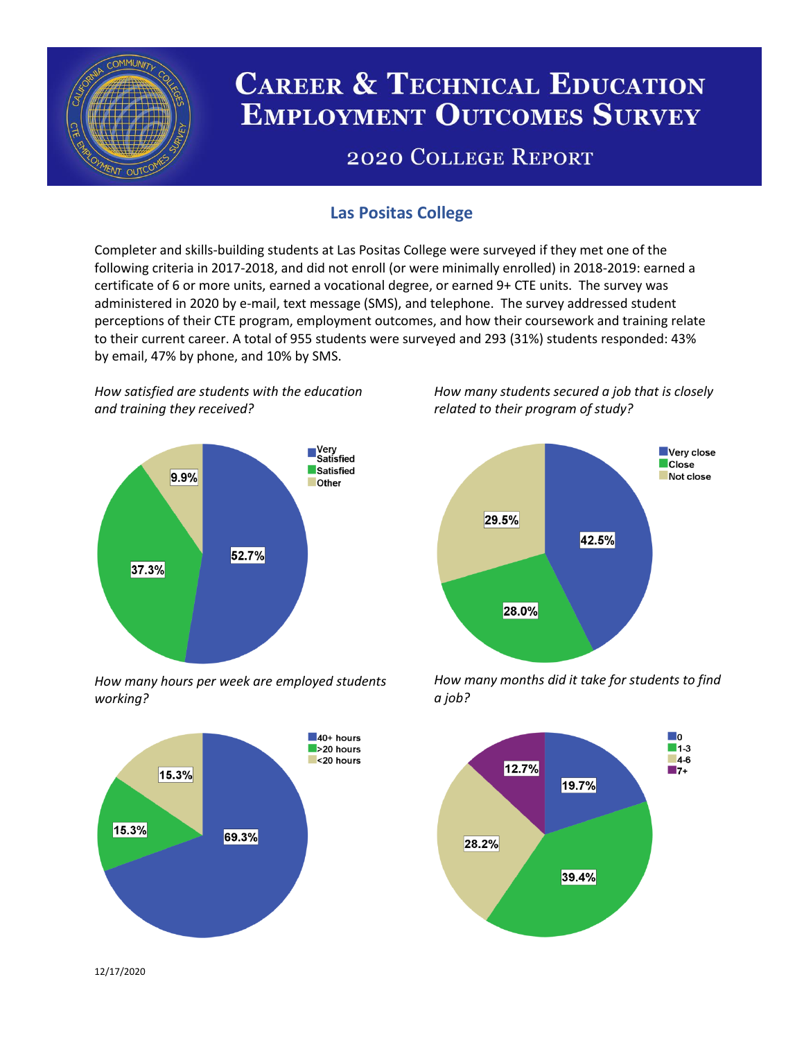# Career & Technical Education Employment Outcomes Survey

## 2020 College Report

### Las Positas College

Completer and skills-building students at Las Positas College were surveyed if they met one of the following criteria in 2017-2018, and did not enroll (or were minimally enrolled) in 2018-2019: earned a certificate of 6 or more units, earned a vocational degree, or earned 9+ CTE units. The survey was administered in 2020 by e-mail, text message (SMS), and telephone. The survey addressed student perceptions of their CTE program, employment outcomes, and how their coursework and training relate to their current career. A total of 955 students were surveyed and 293 (31%) students responded: 43% by email, 47% by phone, and 10% by SMS.

*How satisfied are students with the education and training they received?*

| Response | Percent |
| --- | --- |
| Very Satisfied | 52.7% |
| Satisfied | 37.3% |
| Other | 9.9% |

*How many students secured a job that is closely related to their program of study?*

| Response | Percent |
| --- | --- |
| Very close | 42.5% |
| Close | 28.0% |
| Not close | 29.5% |

*How many hours per week are employed students working?*

| Response | Percent |
| --- | --- |
| 40+ hours | 69.3% |
| >20 hours | 15.3% |
| <20 hours | 15.3% |

*How many months did it take for students to find a job?*

| Response | Percent |
| --- | --- |
| 0 | 19.7% |
| 1-3 | 39.4% |
| 4-6 | 28.2% |
| 7+ | 12.7% |

12/17/2020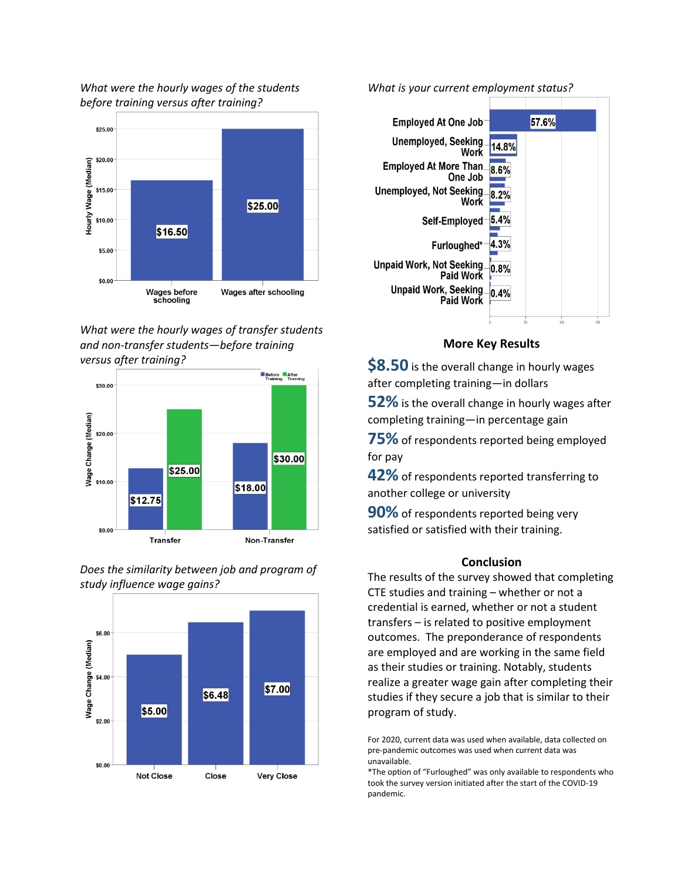*What were the hourly wages of the students before training versus after training?*

Hourly Wage (Median)

$25.00
$20.00
$15.00
$10.00
$5.00
$0.00

$16.50
$25.00

Wages before schooling
Wages after schooling

*What were the hourly wages of transfer students and non-transfer students—before training versus after training?*

Before Training
After Training

Wage Change (Median)

$30.00
$20.00
$10.00
$0.00

$12.75
$25.00
$18.00
$30.00

Transfer
Non-Transfer

*Does the similarity between job and program of study influence wage gains?*

Wage Change (Median)

$6.00
$4.00
$2.00
$0.00

$5.00
$6.48
$7.00

Not Close
Close
Very Close

*What is your current employment status?*

Employed At One Job 57.6%
Unemployed, Seeking Work 14.8%
Employed At More Than One Job 8.6%
Unemployed, Not Seeking Work 8.2%
Self-Employed 5.4%
Furloughed* 4.3%
Unpaid Work, Not Seeking Paid Work 0.8%
Unpaid Work, Seeking Paid Work 0.4%

0
50
100
150

## More Key Results

**$8.50** is the overall change in hourly wages after completing training—in dollars

**52%** is the overall change in hourly wages after completing training—in percentage gain

**75%** of respondents reported being employed for pay

**42%** of respondents reported transferring to another college or university

**90%** of respondents reported being very satisfied or satisfied with their training.

## Conclusion

The results of the survey showed that completing CTE studies and training – whether or not a credential is earned, whether or not a student transfers – is related to positive employment outcomes. The preponderance of respondents are employed and are working in the same field as their studies or training. Notably, students realize a greater wage gain after completing their studies if they secure a job that is similar to their program of study.

For 2020, current data was used when available, data collected on pre-pandemic outcomes was used when current data was unavailable.
*The option of "Furloughed" was only available to respondents who took the survey version initiated after the start of the COVID-19 pandemic.